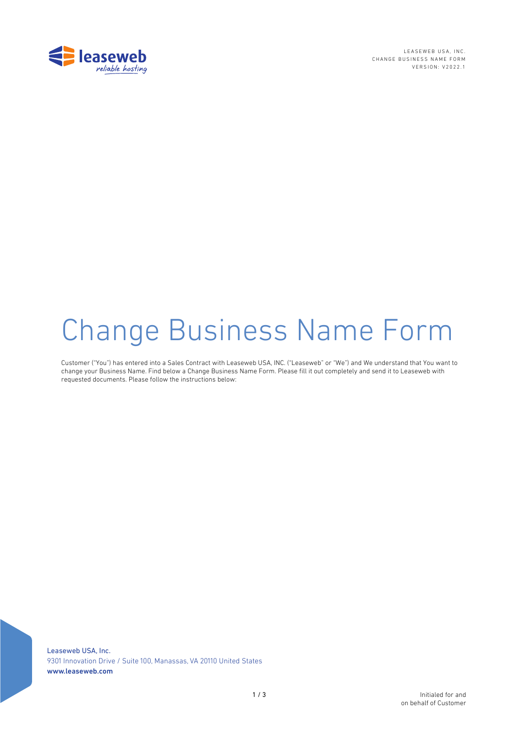# Change Business Name Form

Customer ("You") has entered into a Sales Contract with Leaseweb USA, INC. ("Leaseweb" or "We") and We understand that You want to change your Business Name. Find below a Change Business Name Form. Please fill it out completely and send it to Leaseweb with requested documents. Please follow the instructions below: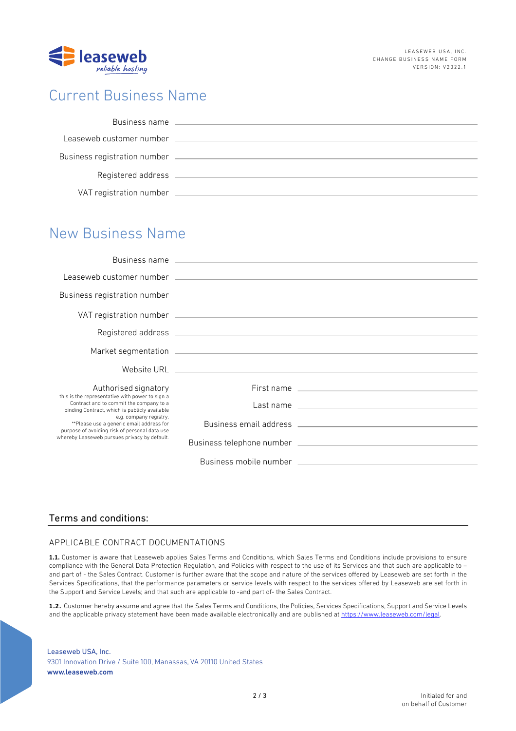# Current Business Name

Business name \_\_\_\_\_\_\_\_\_\_\_\_\_\_\_\_\_\_\_\_\_\_\_\_\_\_\_\_\_\_\_\_

Leaseweb customer number \_\_\_\_\_\_\_\_\_\_\_\_\_\_\_\_\_\_\_\_\_\_\_\_\_\_\_\_\_\_\_\_

Business registration number \_\_\_\_\_\_\_\_\_\_\_\_\_\_\_\_\_\_\_\_\_\_\_\_\_\_\_\_\_\_\_\_

Registered address \_\_\_\_\_\_\_\_\_\_\_\_\_\_\_\_\_\_\_\_\_\_\_\_\_\_\_\_\_\_\_\_

VAT registration number \_\_\_\_\_\_\_\_\_\_\_\_\_\_\_\_\_\_\_\_\_\_\_\_\_\_\_\_\_\_\_\_

# New Business Name

Business name \_\_\_\_\_\_\_\_\_\_\_\_\_\_\_\_\_\_\_\_\_\_\_\_\_\_\_\_\_\_\_\_

Leaseweb customer number \_\_\_\_\_\_\_\_\_\_\_\_\_\_\_\_\_\_\_\_\_\_\_\_\_\_\_\_\_\_\_\_

Business registration number \_\_\_\_\_\_\_\_\_\_\_\_\_\_\_\_\_\_\_\_\_\_\_\_\_\_\_\_\_\_\_\_

VAT registration number \_\_\_\_\_\_\_\_\_\_\_\_\_\_\_\_\_\_\_\_\_\_\_\_\_\_\_\_\_\_\_\_

Registered address \_\_\_\_\_\_\_\_\_\_\_\_\_\_\_\_\_\_\_\_\_\_\_\_\_\_\_\_\_\_\_\_

Market segmentation \_\_\_\_\_\_\_\_\_\_\_\_\_\_\_\_\_\_\_\_\_\_\_\_\_\_\_\_\_\_\_\_

Website URL \_\_\_\_\_\_\_\_\_\_\_\_\_\_\_\_\_\_\_\_\_\_\_\_\_\_\_\_\_\_\_\_

**Authorised signatory**
this is the representative with power to sign a Contract and to commit the company to a binding Contract, which is publicly available e.g. company registry.
**Please use a generic email address for purpose of avoiding risk of personal data use whereby Leaseweb pursues privacy by default.

First name \_\_\_\_\_\_\_\_\_\_\_\_\_\_\_\_\_\_\_\_\_\_\_\_\_\_\_\_\_\_\_\_

Last name \_\_\_\_\_\_\_\_\_\_\_\_\_\_\_\_\_\_\_\_\_\_\_\_\_\_\_\_\_\_\_\_

Business email address \_\_\_\_\_\_\_\_\_\_\_\_\_\_\_\_\_\_\_\_\_\_\_\_\_\_\_\_\_\_\_\_

Business telephone number \_\_\_\_\_\_\_\_\_\_\_\_\_\_\_\_\_\_\_\_\_\_\_\_\_\_\_\_\_\_\_\_

Business mobile number \_\_\_\_\_\_\_\_\_\_\_\_\_\_\_\_\_\_\_\_\_\_\_\_\_\_\_\_\_\_\_\_

## Terms and conditions:

### APPLICABLE CONTRACT DOCUMENTATIONS

**1.1.** Customer is aware that Leaseweb applies Sales Terms and Conditions, which Sales Terms and Conditions include provisions to ensure compliance with the General Data Protection Regulation, and Policies with respect to the use of its Services and that such are applicable to – and part of - the Sales Contract. Customer is further aware that the scope and nature of the services offered by Leaseweb are set forth in the Services Specifications, that the performance parameters or service levels with respect to the services offered by Leaseweb are set forth in the Support and Service Levels; and that such are applicable to -and part of- the Sales Contract.

**1.2.** Customer hereby assume and agree that the Sales Terms and Conditions, the Policies, Services Specifications, Support and Service Levels and the applicable privacy statement have been made available electronically and are published at https://www.leaseweb.com/legal.

Leaseweb USA, Inc.
9301 Innovation Drive / Suite 100, Manassas, VA 20110 United States
www.leaseweb.com

Initialed for and on behalf of Customer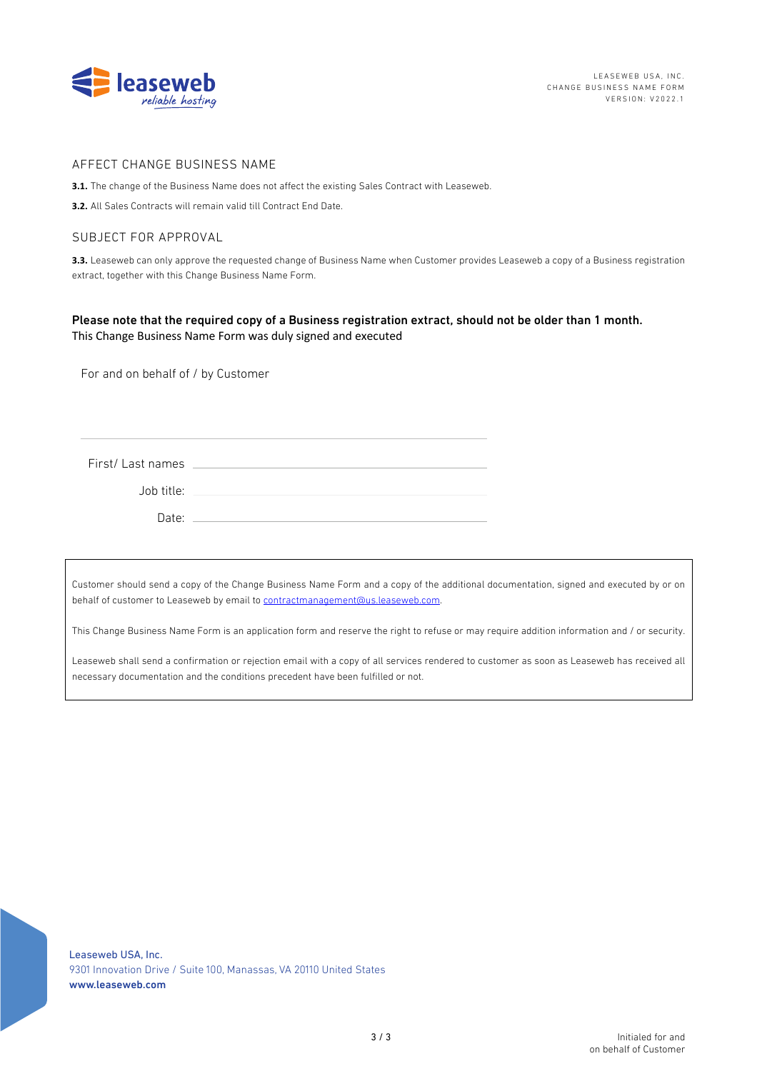## AFFECT CHANGE BUSINESS NAME

**3.1.** The change of the Business Name does not affect the existing Sales Contract with Leaseweb.

**3.2.** All Sales Contracts will remain valid till Contract End Date.

## SUBJECT FOR APPROVAL

**3.3.** Leaseweb can only approve the requested change of Business Name when Customer provides Leaseweb a copy of a Business registration extract, together with this Change Business Name Form.

**Please note that the required copy of a Business registration extract, should not be older than 1 month.**
This Change Business Name Form was duly signed and executed

For and on behalf of / by Customer

\_\_\_\_\_\_\_\_\_\_\_\_\_\_\_\_\_\_\_\_\_\_\_\_\_\_\_\_\_\_\_\_\_\_\_\_\_\_\_\_

First/ Last names \_\_\_\_\_\_\_\_\_\_\_\_\_\_\_\_\_\_\_\_\_\_\_\_\_\_\_\_\_\_

Job title: \_\_\_\_\_\_\_\_\_\_\_\_\_\_\_\_\_\_\_\_\_\_\_\_\_\_\_\_\_\_

Date: \_\_\_\_\_\_\_\_\_\_\_\_\_\_\_\_\_\_\_\_\_\_\_\_\_\_\_\_\_\_

Customer should send a copy of the Change Business Name Form and a copy of the additional documentation, signed and executed by or on behalf of customer to Leaseweb by email to contractmanagement@us.leaseweb.com.

This Change Business Name Form is an application form and reserve the right to refuse or may require addition information and / or security.

Leaseweb shall send a confirmation or rejection email with a copy of all services rendered to customer as soon as Leaseweb has received all necessary documentation and the conditions precedent have been fulfilled or not.

Leaseweb USA, Inc.
9301 Innovation Drive / Suite 100, Manassas, VA 20110 United States
**www.leaseweb.com**

Initialed for and on behalf of Customer